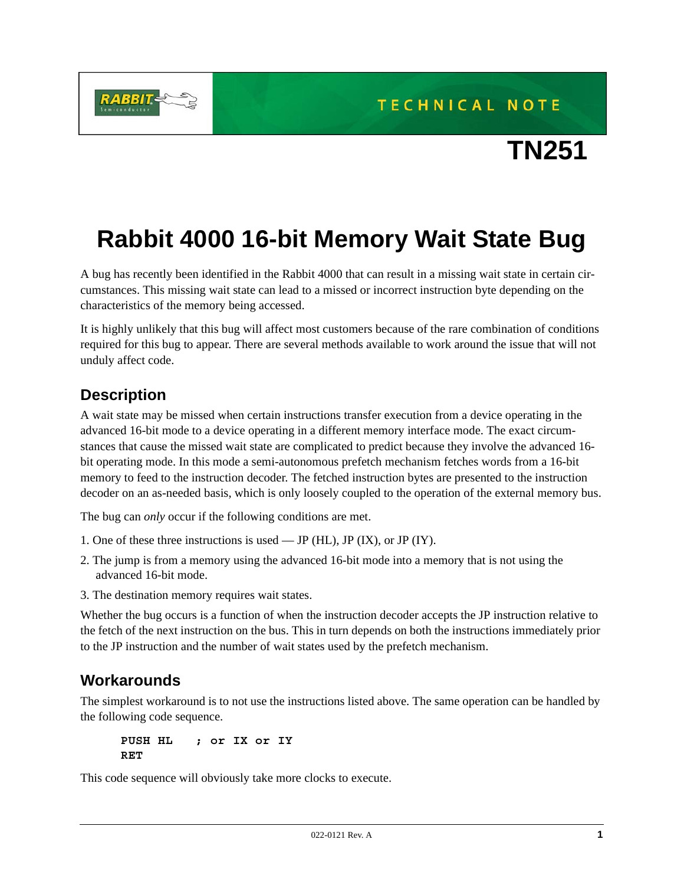TECHNICAL NOTE

# TN251

# Rabbit 4000 16-bit Memory Wait State Bug

A bug has recently been identified in the Rabbit 4000 that can result in a missing wait state in certain circumstances. This missing wait state can lead to a missed or incorrect instruction byte depending on the characteristics of the memory being accessed.

It is highly unlikely that this bug will affect most customers because of the rare combination of conditions required for this bug to appear. There are several methods available to work around the issue that will not unduly affect code.

## Description

A wait state may be missed when certain instructions transfer execution from a device operating in the advanced 16-bit mode to a device operating in a different memory interface mode. The exact circumstances that cause the missed wait state are complicated to predict because they involve the advanced 16-bit operating mode. In this mode a semi-autonomous prefetch mechanism fetches words from a 16-bit memory to feed to the instruction decoder. The fetched instruction bytes are presented to the instruction decoder on an as-needed basis, which is only loosely coupled to the operation of the external memory bus.

The bug can *only* occur if the following conditions are met.

1. One of these three instructions is used — JP (HL), JP (IX), or JP (IY).
2. The jump is from a memory using the advanced 16-bit mode into a memory that is not using the advanced 16-bit mode.
3. The destination memory requires wait states.

Whether the bug occurs is a function of when the instruction decoder accepts the JP instruction relative to the fetch of the next instruction on the bus. This in turn depends on both the instructions immediately prior to the JP instruction and the number of wait states used by the prefetch mechanism.

## Workarounds

The simplest workaround is to not use the instructions listed above. The same operation can be handled by the following code sequence.

```
PUSH HL    ; or IX or IY
RET
```

This code sequence will obviously take more clocks to execute.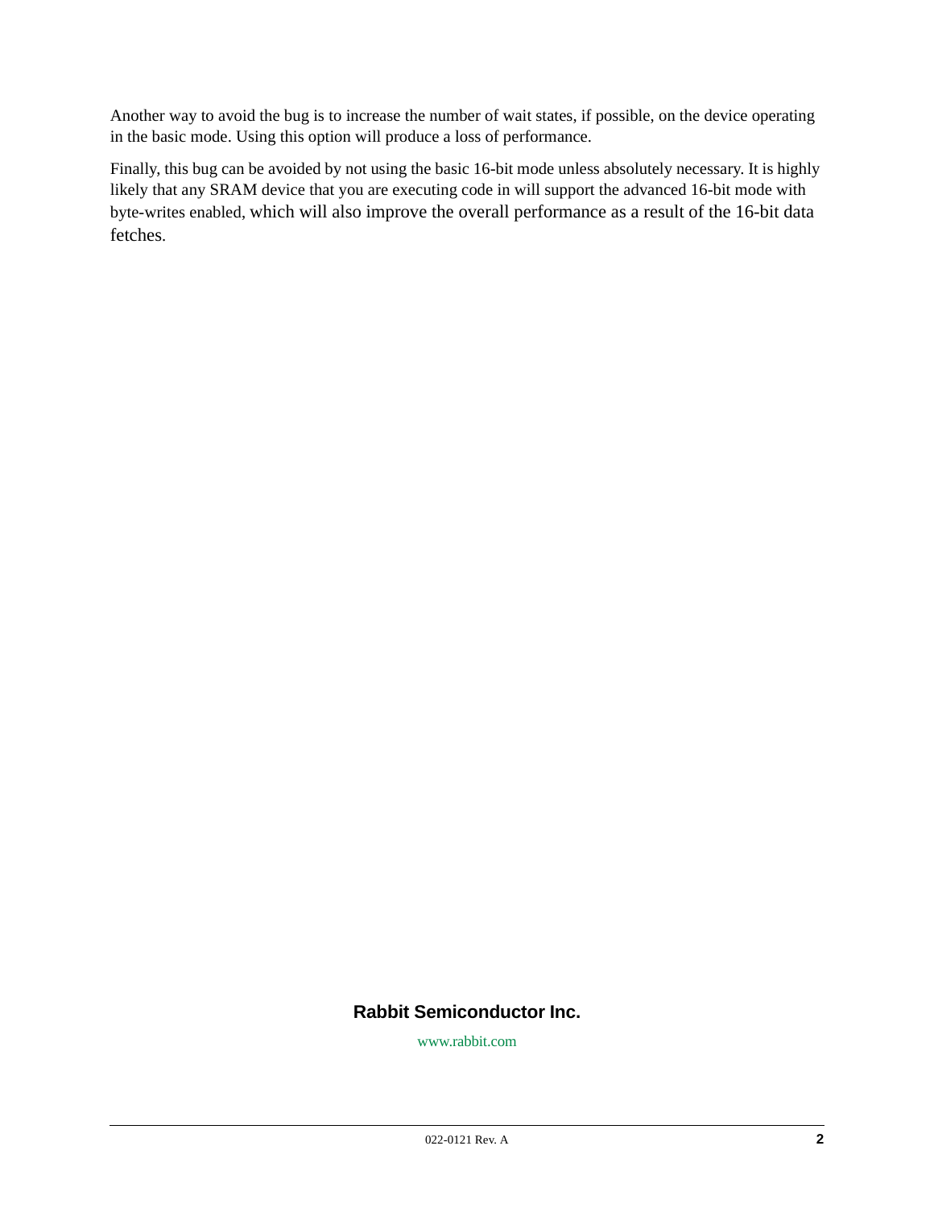Another way to avoid the bug is to increase the number of wait states, if possible, on the device operating in the basic mode. Using this option will produce a loss of performance.

Finally, this bug can be avoided by not using the basic 16-bit mode unless absolutely necessary. It is highly likely that any SRAM device that you are executing code in will support the advanced 16-bit mode with byte-writes enabled, which will also improve the overall performance as a result of the 16-bit data fetches.

**Rabbit Semiconductor Inc.**

www.rabbit.com

022-0121 Rev. A